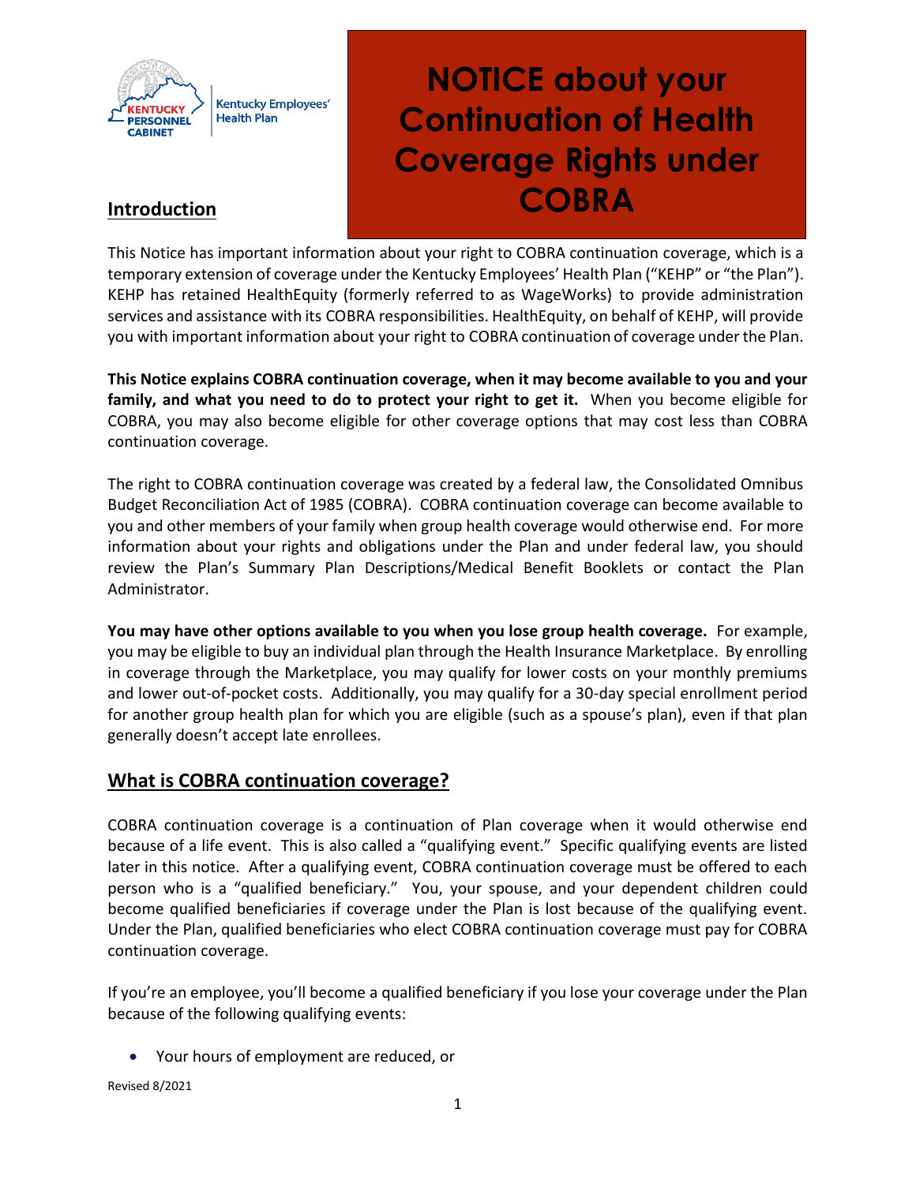Kentucky Personnel Cabinet | Kentucky Employees' Health Plan

# NOTICE about your Continuation of Health Coverage Rights under COBRA

## Introduction

This Notice has important information about your right to COBRA continuation coverage, which is a temporary extension of coverage under the Kentucky Employees' Health Plan ("KEHP" or "the Plan"). KEHP has retained HealthEquity (formerly referred to as WageWorks) to provide administration services and assistance with its COBRA responsibilities. HealthEquity, on behalf of KEHP, will provide you with important information about your right to COBRA continuation of coverage under the Plan.

**This Notice explains COBRA continuation coverage, when it may become available to you and your family, and what you need to do to protect your right to get it.** When you become eligible for COBRA, you may also become eligible for other coverage options that may cost less than COBRA continuation coverage.

The right to COBRA continuation coverage was created by a federal law, the Consolidated Omnibus Budget Reconciliation Act of 1985 (COBRA). COBRA continuation coverage can become available to you and other members of your family when group health coverage would otherwise end. For more information about your rights and obligations under the Plan and under federal law, you should review the Plan's Summary Plan Descriptions/Medical Benefit Booklets or contact the Plan Administrator.

**You may have other options available to you when you lose group health coverage.** For example, you may be eligible to buy an individual plan through the Health Insurance Marketplace. By enrolling in coverage through the Marketplace, you may qualify for lower costs on your monthly premiums and lower out-of-pocket costs. Additionally, you may qualify for a 30-day special enrollment period for another group health plan for which you are eligible (such as a spouse's plan), even if that plan generally doesn't accept late enrollees.

## What is COBRA continuation coverage?

COBRA continuation coverage is a continuation of Plan coverage when it would otherwise end because of a life event. This is also called a "qualifying event." Specific qualifying events are listed later in this notice. After a qualifying event, COBRA continuation coverage must be offered to each person who is a "qualified beneficiary." You, your spouse, and your dependent children could become qualified beneficiaries if coverage under the Plan is lost because of the qualifying event. Under the Plan, qualified beneficiaries who elect COBRA continuation coverage must pay for COBRA continuation coverage.

If you're an employee, you'll become a qualified beneficiary if you lose your coverage under the Plan because of the following qualifying events:

- Your hours of employment are reduced, or

Revised 8/2021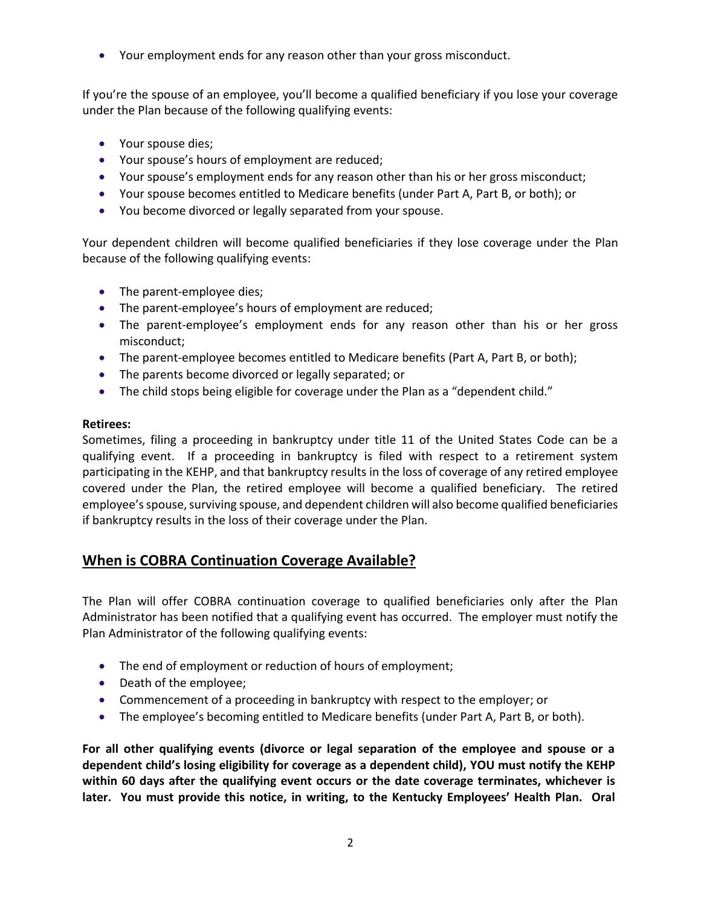- Your employment ends for any reason other than your gross misconduct.

If you're the spouse of an employee, you'll become a qualified beneficiary if you lose your coverage under the Plan because of the following qualifying events:

- Your spouse dies;
- Your spouse's hours of employment are reduced;
- Your spouse's employment ends for any reason other than his or her gross misconduct;
- Your spouse becomes entitled to Medicare benefits (under Part A, Part B, or both); or
- You become divorced or legally separated from your spouse.

Your dependent children will become qualified beneficiaries if they lose coverage under the Plan because of the following qualifying events:

- The parent-employee dies;
- The parent-employee's hours of employment are reduced;
- The parent-employee's employment ends for any reason other than his or her gross misconduct;
- The parent-employee becomes entitled to Medicare benefits (Part A, Part B, or both);
- The parents become divorced or legally separated; or
- The child stops being eligible for coverage under the Plan as a "dependent child."

**Retirees:**
Sometimes, filing a proceeding in bankruptcy under title 11 of the United States Code can be a qualifying event. If a proceeding in bankruptcy is filed with respect to a retirement system participating in the KEHP, and that bankruptcy results in the loss of coverage of any retired employee covered under the Plan, the retired employee will become a qualified beneficiary. The retired employee's spouse, surviving spouse, and dependent children will also become qualified beneficiaries if bankruptcy results in the loss of their coverage under the Plan.

## When is COBRA Continuation Coverage Available?

The Plan will offer COBRA continuation coverage to qualified beneficiaries only after the Plan Administrator has been notified that a qualifying event has occurred. The employer must notify the Plan Administrator of the following qualifying events:

- The end of employment or reduction of hours of employment;
- Death of the employee;
- Commencement of a proceeding in bankruptcy with respect to the employer; or
- The employee's becoming entitled to Medicare benefits (under Part A, Part B, or both).

**For all other qualifying events (divorce or legal separation of the employee and spouse or a dependent child's losing eligibility for coverage as a dependent child), YOU must notify the KEHP within 60 days after the qualifying event occurs or the date coverage terminates, whichever is later. You must provide this notice, in writing, to the Kentucky Employees' Health Plan. Oral**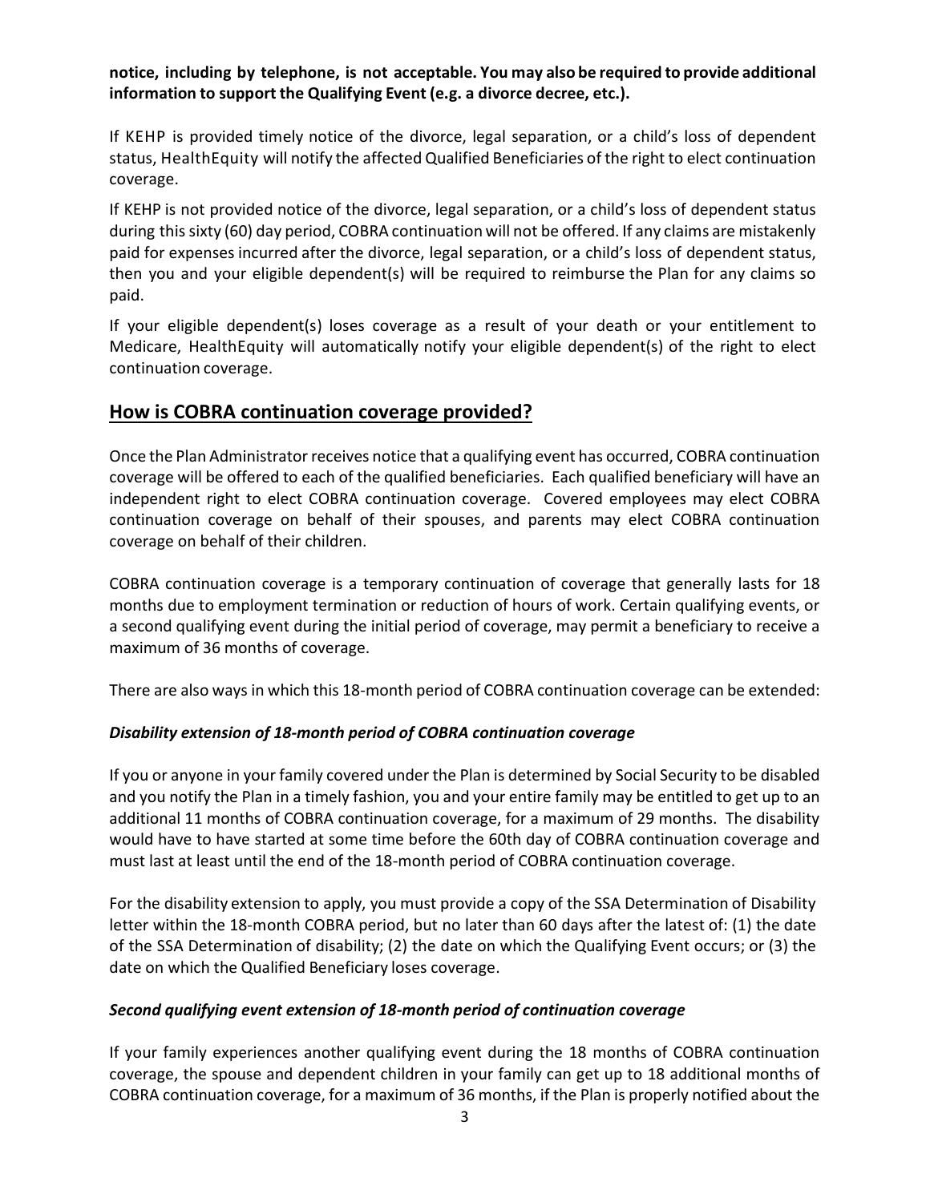**notice, including by telephone, is not acceptable. You may also be required to provide additional information to support the Qualifying Event (e.g. a divorce decree, etc.).**

If KEHP is provided timely notice of the divorce, legal separation, or a child's loss of dependent status, HealthEquity will notify the affected Qualified Beneficiaries of the right to elect continuation coverage.

If KEHP is not provided notice of the divorce, legal separation, or a child's loss of dependent status during this sixty (60) day period, COBRA continuation will not be offered. If any claims are mistakenly paid for expenses incurred after the divorce, legal separation, or a child's loss of dependent status, then you and your eligible dependent(s) will be required to reimburse the Plan for any claims so paid.

If your eligible dependent(s) loses coverage as a result of your death or your entitlement to Medicare, HealthEquity will automatically notify your eligible dependent(s) of the right to elect continuation coverage.

## How is COBRA continuation coverage provided?

Once the Plan Administrator receives notice that a qualifying event has occurred, COBRA continuation coverage will be offered to each of the qualified beneficiaries. Each qualified beneficiary will have an independent right to elect COBRA continuation coverage. Covered employees may elect COBRA continuation coverage on behalf of their spouses, and parents may elect COBRA continuation coverage on behalf of their children.

COBRA continuation coverage is a temporary continuation of coverage that generally lasts for 18 months due to employment termination or reduction of hours of work. Certain qualifying events, or a second qualifying event during the initial period of coverage, may permit a beneficiary to receive a maximum of 36 months of coverage.

There are also ways in which this 18-month period of COBRA continuation coverage can be extended:

### *Disability extension of 18-month period of COBRA continuation coverage*

If you or anyone in your family covered under the Plan is determined by Social Security to be disabled and you notify the Plan in a timely fashion, you and your entire family may be entitled to get up to an additional 11 months of COBRA continuation coverage, for a maximum of 29 months. The disability would have to have started at some time before the 60th day of COBRA continuation coverage and must last at least until the end of the 18-month period of COBRA continuation coverage.

For the disability extension to apply, you must provide a copy of the SSA Determination of Disability letter within the 18-month COBRA period, but no later than 60 days after the latest of: (1) the date of the SSA Determination of disability; (2) the date on which the Qualifying Event occurs; or (3) the date on which the Qualified Beneficiary loses coverage.

### *Second qualifying event extension of 18-month period of continuation coverage*

If your family experiences another qualifying event during the 18 months of COBRA continuation coverage, the spouse and dependent children in your family can get up to 18 additional months of COBRA continuation coverage, for a maximum of 36 months, if the Plan is properly notified about the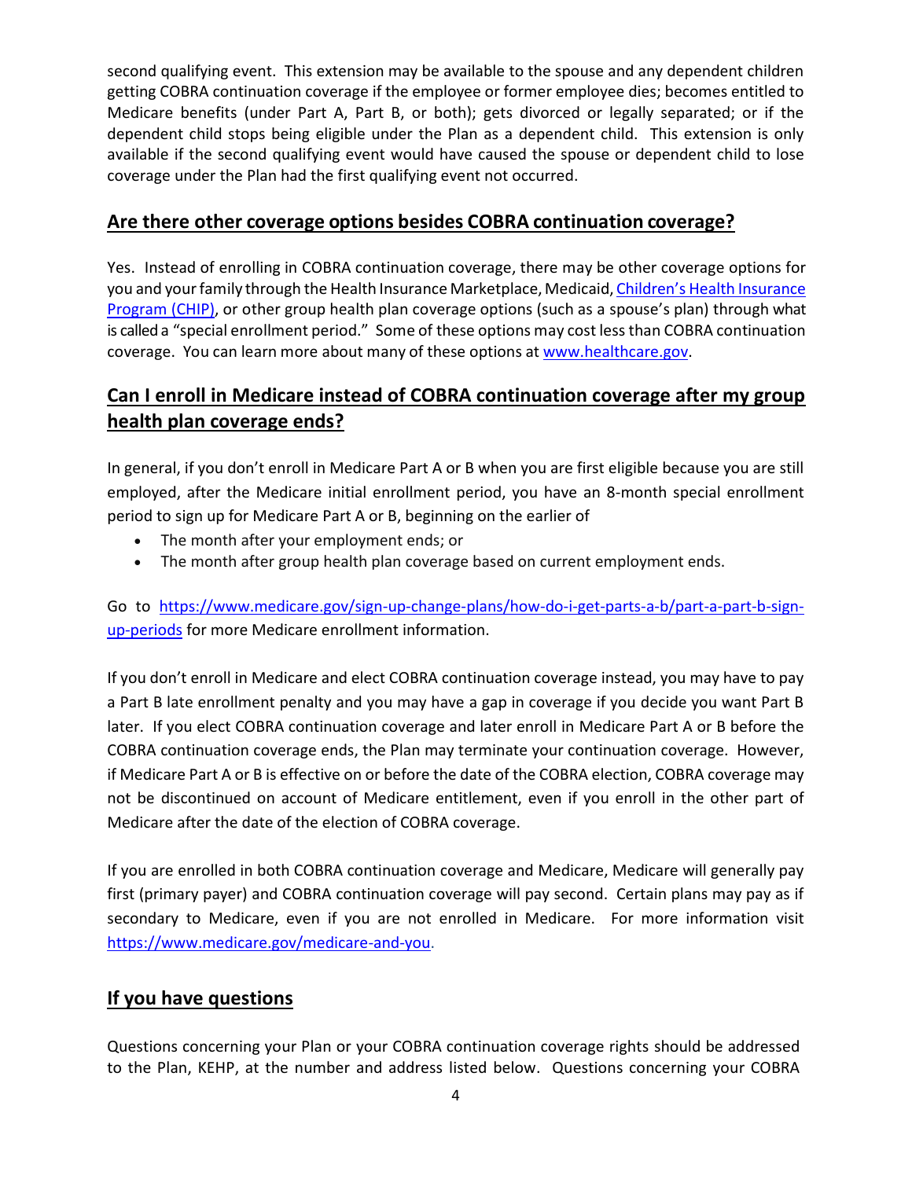second qualifying event. This extension may be available to the spouse and any dependent children getting COBRA continuation coverage if the employee or former employee dies; becomes entitled to Medicare benefits (under Part A, Part B, or both); gets divorced or legally separated; or if the dependent child stops being eligible under the Plan as a dependent child. This extension is only available if the second qualifying event would have caused the spouse or dependent child to lose coverage under the Plan had the first qualifying event not occurred.

## Are there other coverage options besides COBRA continuation coverage?

Yes. Instead of enrolling in COBRA continuation coverage, there may be other coverage options for you and your family through the Health Insurance Marketplace, Medicaid, [Children's Health Insurance Program (CHIP)](), or other group health plan coverage options (such as a spouse's plan) through what is called a "special enrollment period." Some of these options may cost less than COBRA continuation coverage. You can learn more about many of these options at [www.healthcare.gov](www.healthcare.gov).

## Can I enroll in Medicare instead of COBRA continuation coverage after my group health plan coverage ends?

In general, if you don't enroll in Medicare Part A or B when you are first eligible because you are still employed, after the Medicare initial enrollment period, you have an 8-month special enrollment period to sign up for Medicare Part A or B, beginning on the earlier of

- The month after your employment ends; or
- The month after group health plan coverage based on current employment ends.

Go to [https://www.medicare.gov/sign-up-change-plans/how-do-i-get-parts-a-b/part-a-part-b-sign-up-periods](https://www.medicare.gov/sign-up-change-plans/how-do-i-get-parts-a-b/part-a-part-b-sign-up-periods) for more Medicare enrollment information.

If you don't enroll in Medicare and elect COBRA continuation coverage instead, you may have to pay a Part B late enrollment penalty and you may have a gap in coverage if you decide you want Part B later. If you elect COBRA continuation coverage and later enroll in Medicare Part A or B before the COBRA continuation coverage ends, the Plan may terminate your continuation coverage. However, if Medicare Part A or B is effective on or before the date of the COBRA election, COBRA coverage may not be discontinued on account of Medicare entitlement, even if you enroll in the other part of Medicare after the date of the election of COBRA coverage.

If you are enrolled in both COBRA continuation coverage and Medicare, Medicare will generally pay first (primary payer) and COBRA continuation coverage will pay second. Certain plans may pay as if secondary to Medicare, even if you are not enrolled in Medicare. For more information visit [https://www.medicare.gov/medicare-and-you](https://www.medicare.gov/medicare-and-you).

## If you have questions

Questions concerning your Plan or your COBRA continuation coverage rights should be addressed to the Plan, KEHP, at the number and address listed below. Questions concerning your COBRA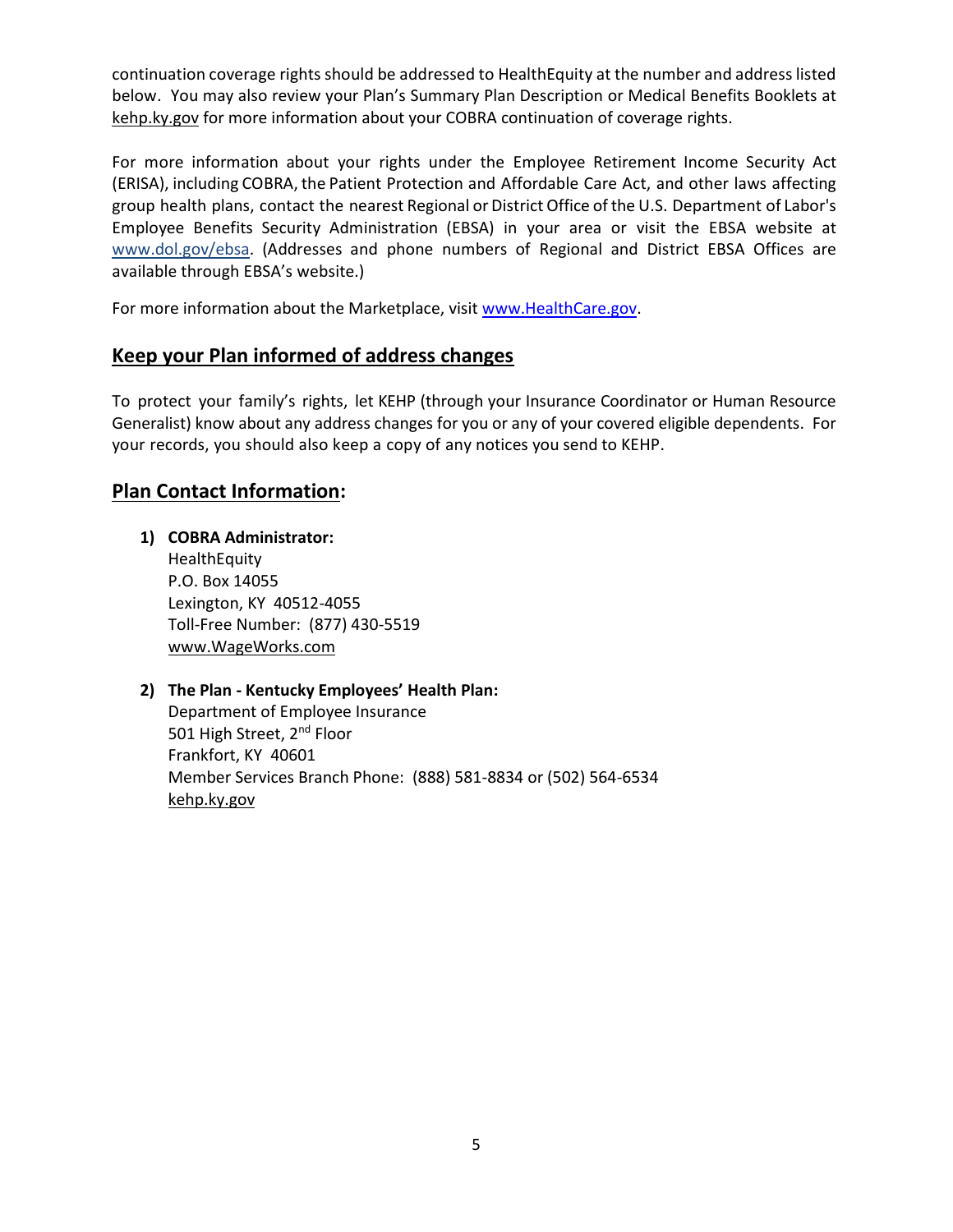continuation coverage rights should be addressed to HealthEquity at the number and address listed below. You may also review your Plan's Summary Plan Description or Medical Benefits Booklets at kehp.ky.gov for more information about your COBRA continuation of coverage rights.

For more information about your rights under the Employee Retirement Income Security Act (ERISA), including COBRA, the Patient Protection and Affordable Care Act, and other laws affecting group health plans, contact the nearest Regional or District Office of the U.S. Department of Labor's Employee Benefits Security Administration (EBSA) in your area or visit the EBSA website at www.dol.gov/ebsa. (Addresses and phone numbers of Regional and District EBSA Offices are available through EBSA's website.)

For more information about the Marketplace, visit www.HealthCare.gov.

## Keep your Plan informed of address changes

To protect your family's rights, let KEHP (through your Insurance Coordinator or Human Resource Generalist) know about any address changes for you or any of your covered eligible dependents. For your records, you should also keep a copy of any notices you send to KEHP.

## Plan Contact Information:

1) **COBRA Administrator:**
   HealthEquity
   P.O. Box 14055
   Lexington, KY 40512-4055
   Toll-Free Number: (877) 430-5519
   www.WageWorks.com

2) **The Plan - Kentucky Employees' Health Plan:**
   Department of Employee Insurance
   501 High Street, 2nd Floor
   Frankfort, KY 40601
   Member Services Branch Phone: (888) 581-8834 or (502) 564-6534
   kehp.ky.gov